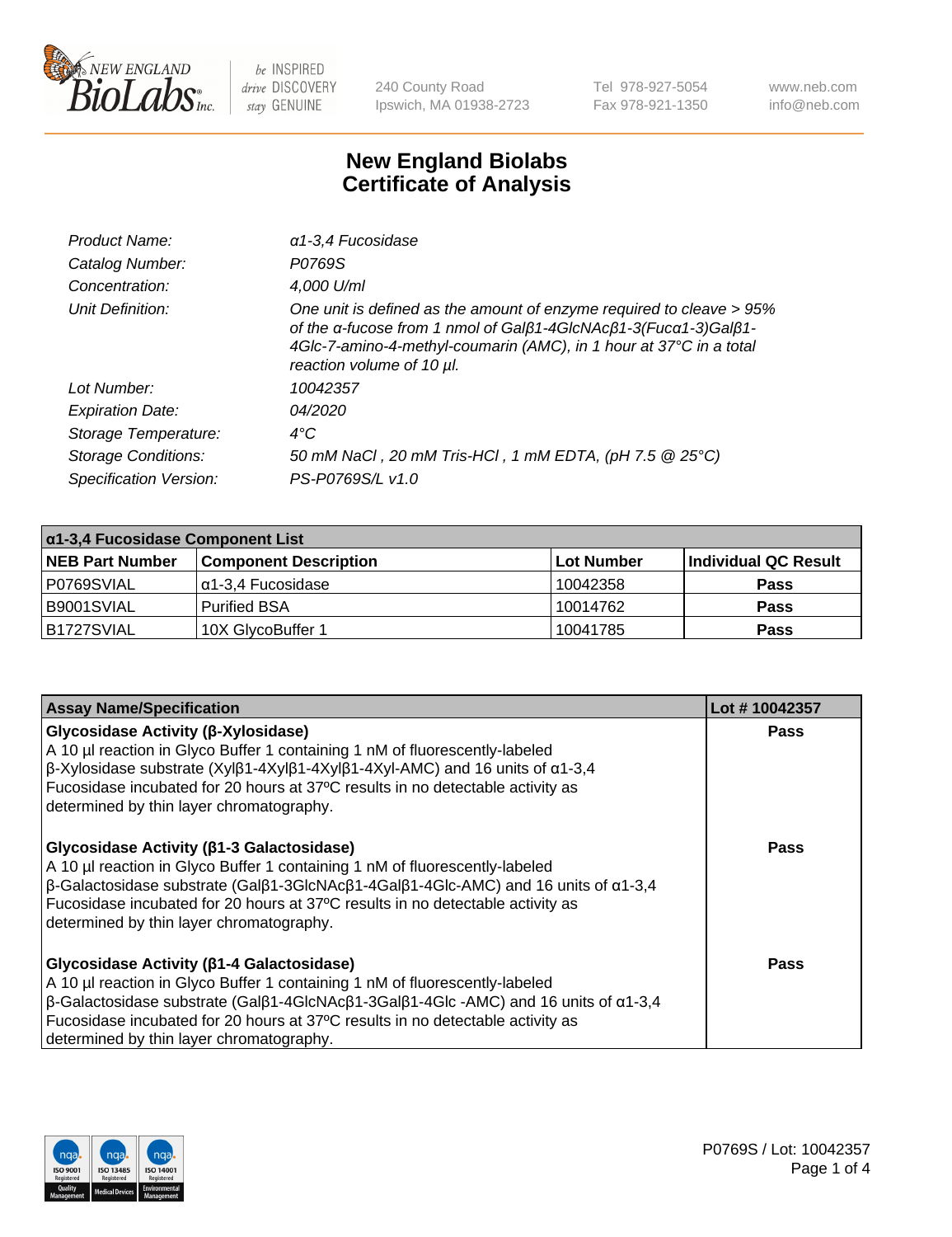New England Biolabs
240 County Road
Ipswich, MA 01938-2723
Tel 978-927-5054
Fax 978-921-1350
www.neb.com
info@neb.com

# New England Biolabs Certificate of Analysis

| | |
|---|---|
| Product Name: | α1-3,4 Fucosidase |
| Catalog Number: | P0769S |
| Concentration: | 4,000 U/ml |
| Unit Definition: | One unit is defined as the amount of enzyme required to cleave > 95% of the α-fucose from 1 nmol of Galβ1-4GlcNAcβ1-3(Fucα1-3)Galβ1-4Glc-7-amino-4-methyl-coumarin (AMC), in 1 hour at 37°C in a total reaction volume of 10 µl. |
| Lot Number: | 10042357 |
| Expiration Date: | 04/2020 |
| Storage Temperature: | 4°C |
| Storage Conditions: | 50 mM NaCl , 20 mM Tris-HCl , 1 mM EDTA, (pH 7.5 @ 25°C) |
| Specification Version: | PS-P0769S/L v1.0 |

**α1-3,4 Fucosidase Component List**

| NEB Part Number | Component Description | Lot Number | Individual QC Result |
|---|---|---|---|
| P0769SVIAL | α1-3,4 Fucosidase | 10042358 | Pass |
| B9001SVIAL | Purified BSA | 10014762 | Pass |
| B1727SVIAL | 10X GlycoBuffer 1 | 10041785 | Pass |

| Assay Name/Specification | Lot # 10042357 |
|---|---|
| **Glycosidase Activity (β-Xylosidase)**<br>A 10 µl reaction in Glyco Buffer 1 containing 1 nM of fluorescently-labeled β-Xylosidase substrate (Xylβ1-4Xylβ1-4Xylβ1-4Xyl-AMC) and 16 units of α1-3,4 Fucosidase incubated for 20 hours at 37ºC results in no detectable activity as determined by thin layer chromatography. | Pass |
| **Glycosidase Activity (β1-3 Galactosidase)**<br>A 10 µl reaction in Glyco Buffer 1 containing 1 nM of fluorescently-labeled β-Galactosidase substrate (Galβ1-3GlcNAcβ1-4Galβ1-4Glc-AMC) and 16 units of α1-3,4 Fucosidase incubated for 20 hours at 37ºC results in no detectable activity as determined by thin layer chromatography. | Pass |
| **Glycosidase Activity (β1-4 Galactosidase)**<br>A 10 µl reaction in Glyco Buffer 1 containing 1 nM of fluorescently-labeled β-Galactosidase substrate (Galβ1-4GlcNAcβ1-3Galβ1-4Glc -AMC) and 16 units of α1-3,4 Fucosidase incubated for 20 hours at 37ºC results in no detectable activity as determined by thin layer chromatography. | Pass |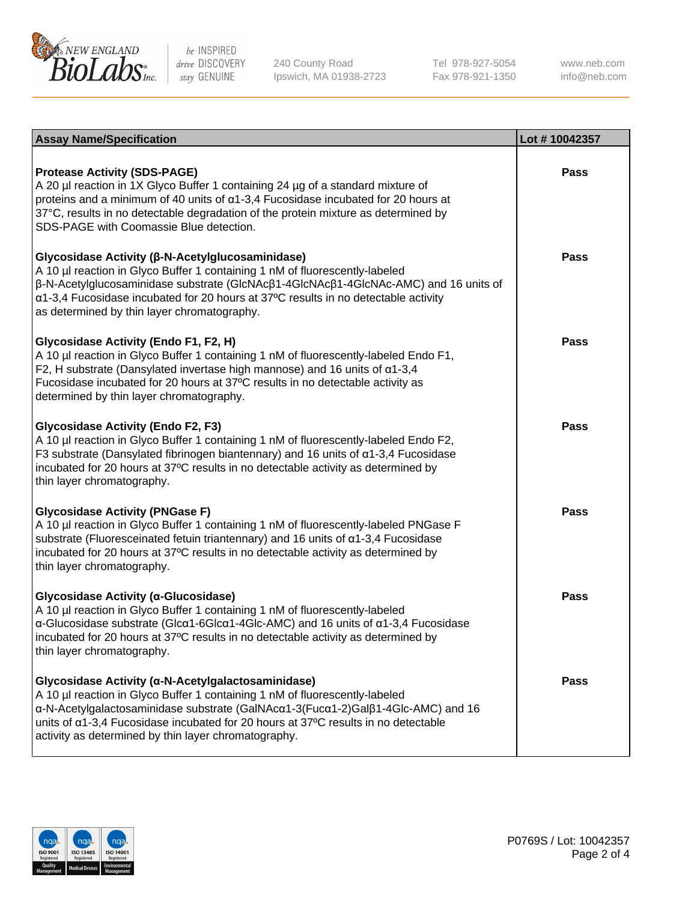| Assay Name/Specification | Lot # 10042357 |
| --- | --- |
| **Protease Activity (SDS-PAGE)**<br>A 20 µl reaction in 1X Glyco Buffer 1 containing 24 µg of a standard mixture of proteins and a minimum of 40 units of α1-3,4 Fucosidase incubated for 20 hours at 37°C, results in no detectable degradation of the protein mixture as determined by SDS-PAGE with Coomassie Blue detection. | Pass |
| **Glycosidase Activity (β-N-Acetylglucosaminidase)**<br>A 10 µl reaction in Glyco Buffer 1 containing 1 nM of fluorescently-labeled β-N-Acetylglucosaminidase substrate (GlcNAcβ1-4GlcNAcβ1-4GlcNAc-AMC) and 16 units of α1-3,4 Fucosidase incubated for 20 hours at 37ºC results in no detectable activity as determined by thin layer chromatography. | Pass |
| **Glycosidase Activity (Endo F1, F2, H)**<br>A 10 µl reaction in Glyco Buffer 1 containing 1 nM of fluorescently-labeled Endo F1, F2, H substrate (Dansylated invertase high mannose) and 16 units of α1-3,4 Fucosidase incubated for 20 hours at 37ºC results in no detectable activity as determined by thin layer chromatography. | Pass |
| **Glycosidase Activity (Endo F2, F3)**<br>A 10 µl reaction in Glyco Buffer 1 containing 1 nM of fluorescently-labeled Endo F2, F3 substrate (Dansylated fibrinogen biantennary) and 16 units of α1-3,4 Fucosidase incubated for 20 hours at 37ºC results in no detectable activity as determined by thin layer chromatography. | Pass |
| **Glycosidase Activity (PNGase F)**<br>A 10 µl reaction in Glyco Buffer 1 containing 1 nM of fluorescently-labeled PNGase F substrate (Fluoresceinated fetuin triantennary) and 16 units of α1-3,4 Fucosidase incubated for 20 hours at 37ºC results in no detectable activity as determined by thin layer chromatography. | Pass |
| **Glycosidase Activity (α-Glucosidase)**<br>A 10 µl reaction in Glyco Buffer 1 containing 1 nM of fluorescently-labeled α-Glucosidase substrate (Glcα1-6Glcα1-4Glc-AMC) and 16 units of α1-3,4 Fucosidase incubated for 20 hours at 37ºC results in no detectable activity as determined by thin layer chromatography. | Pass |
| **Glycosidase Activity (α-N-Acetylgalactosaminidase)**<br>A 10 µl reaction in Glyco Buffer 1 containing 1 nM of fluorescently-labeled α-N-Acetylgalactosaminidase substrate (GalNAcα1-3(Fucα1-2)Galβ1-4Glc-AMC) and 16 units of α1-3,4 Fucosidase incubated for 20 hours at 37ºC results in no detectable activity as determined by thin layer chromatography. | Pass |

P0769S / Lot: 10042357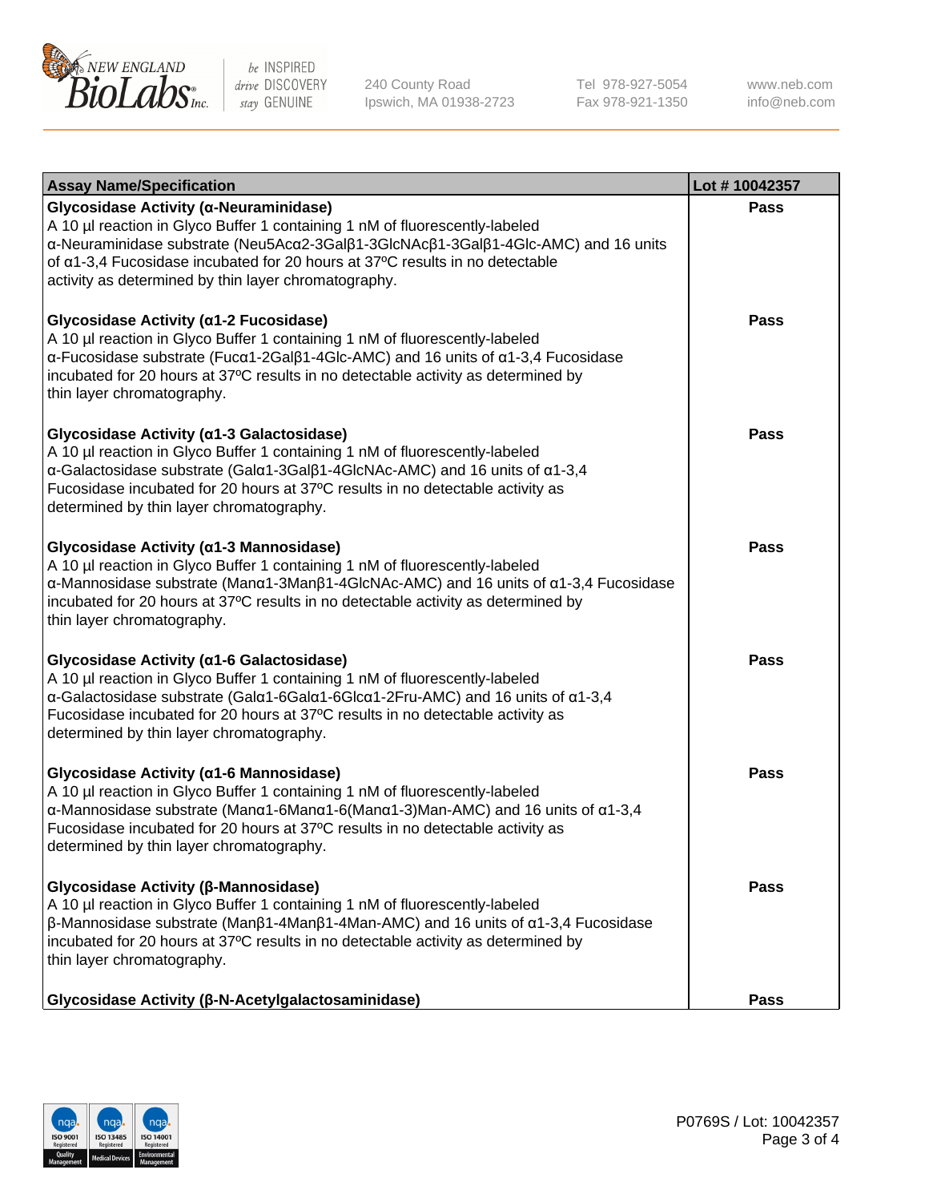| Assay Name/Specification | Lot # 10042357 |
|---|---|
| **Glycosidase Activity (α-Neuraminidase)**<br>A 10 µl reaction in Glyco Buffer 1 containing 1 nM of fluorescently-labeled α-Neuraminidase substrate (Neu5Acα2-3Galβ1-3GlcNAcβ1-3Galβ1-4Glc-AMC) and 16 units of α1-3,4 Fucosidase incubated for 20 hours at 37ºC results in no detectable activity as determined by thin layer chromatography. | **Pass** |
| **Glycosidase Activity (α1-2 Fucosidase)**<br>A 10 µl reaction in Glyco Buffer 1 containing 1 nM of fluorescently-labeled α-Fucosidase substrate (Fucα1-2Galβ1-4Glc-AMC) and 16 units of α1-3,4 Fucosidase incubated for 20 hours at 37ºC results in no detectable activity as determined by thin layer chromatography. | **Pass** |
| **Glycosidase Activity (α1-3 Galactosidase)**<br>A 10 µl reaction in Glyco Buffer 1 containing 1 nM of fluorescently-labeled α-Galactosidase substrate (Galα1-3Galβ1-4GlcNAc-AMC) and 16 units of α1-3,4 Fucosidase incubated for 20 hours at 37ºC results in no detectable activity as determined by thin layer chromatography. | **Pass** |
| **Glycosidase Activity (α1-3 Mannosidase)**<br>A 10 µl reaction in Glyco Buffer 1 containing 1 nM of fluorescently-labeled α-Mannosidase substrate (Manα1-3Manβ1-4GlcNAc-AMC) and 16 units of α1-3,4 Fucosidase incubated for 20 hours at 37ºC results in no detectable activity as determined by thin layer chromatography. | **Pass** |
| **Glycosidase Activity (α1-6 Galactosidase)**<br>A 10 µl reaction in Glyco Buffer 1 containing 1 nM of fluorescently-labeled α-Galactosidase substrate (Galα1-6Galα1-6Glcα1-2Fru-AMC) and 16 units of α1-3,4 Fucosidase incubated for 20 hours at 37ºC results in no detectable activity as determined by thin layer chromatography. | **Pass** |
| **Glycosidase Activity (α1-6 Mannosidase)**<br>A 10 µl reaction in Glyco Buffer 1 containing 1 nM of fluorescently-labeled α-Mannosidase substrate (Manα1-6Manα1-6(Manα1-3)Man-AMC) and 16 units of α1-3,4 Fucosidase incubated for 20 hours at 37ºC results in no detectable activity as determined by thin layer chromatography. | **Pass** |
| **Glycosidase Activity (β-Mannosidase)**<br>A 10 µl reaction in Glyco Buffer 1 containing 1 nM of fluorescently-labeled β-Mannosidase substrate (Manβ1-4Manβ1-4Man-AMC) and 16 units of α1-3,4 Fucosidase incubated for 20 hours at 37ºC results in no detectable activity as determined by thin layer chromatography. | **Pass** |
| **Glycosidase Activity (β-N-Acetylgalactosaminidase)** | **Pass** |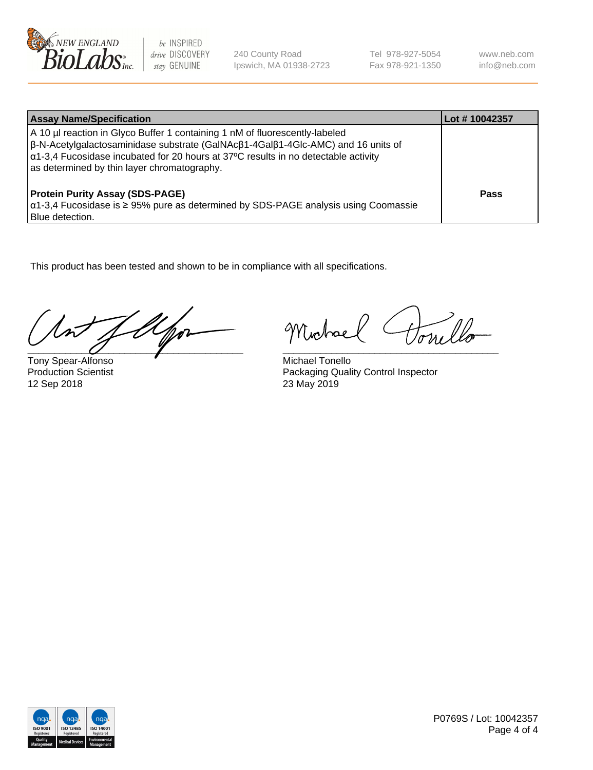New England BioLabs Inc. — be INSPIRED drive DISCOVERY stay GENUINE

240 County Road
Ipswich, MA 01938-2723

Tel 978-927-5054
Fax 978-921-1350

www.neb.com
info@neb.com

| Assay Name/Specification | Lot # 10042357 |
| --- | --- |
| A 10 µl reaction in Glyco Buffer 1 containing 1 nM of fluorescently-labeled β-N-Acetylgalactosaminidase substrate (GalNAcβ1-4Galβ1-4Glc-AMC) and 16 units of α1-3,4 Fucosidase incubated for 20 hours at 37ºC results in no detectable activity as determined by thin layer chromatography. | |
| **Protein Purity Assay (SDS-PAGE)** α1-3,4 Fucosidase is ≥ 95% pure as determined by SDS-PAGE analysis using Coomassie Blue detection. | **Pass** |

This product has been tested and shown to be in compliance with all specifications.

Tony Spear-Alfonso
Production Scientist
12 Sep 2018

Michael Tonello
Packaging Quality Control Inspector
23 May 2019

P0769S / Lot: 10042357